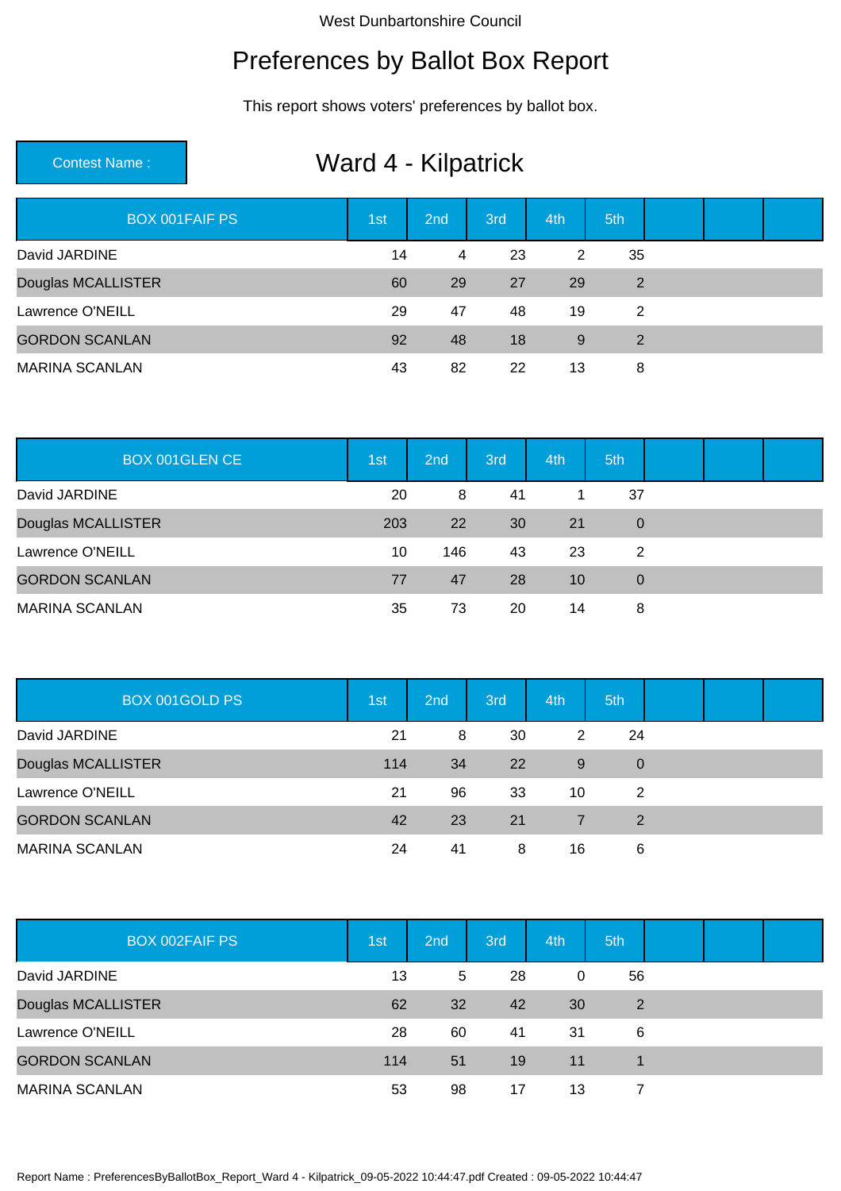West Dunbartonshire Council

# Preferences by Ballot Box Report

This report shows voters' preferences by ballot box.

**Contest Name :** 

## Ward 4 - Kilpatrick

| BOX 001FAIF PS | 1st | 2nd | 3rd | 4th | 5th | | | |
|---|---|---|---|---|---|---|---|---|
| David JARDINE | 14 | 4 | 23 | 2 | 35 | | | |
| Douglas MCALLISTER | 60 | 29 | 27 | 29 | 2 | | | |
| Lawrence O'NEILL | 29 | 47 | 48 | 19 | 2 | | | |
| GORDON SCANLAN | 92 | 48 | 18 | 9 | 2 | | | |
| MARINA SCANLAN | 43 | 82 | 22 | 13 | 8 | | | |

| BOX 001GLEN CE | 1st | 2nd | 3rd | 4th | 5th | | | |
|---|---|---|---|---|---|---|---|---|
| David JARDINE | 20 | 8 | 41 | 1 | 37 | | | |
| Douglas MCALLISTER | 203 | 22 | 30 | 21 | 0 | | | |
| Lawrence O'NEILL | 10 | 146 | 43 | 23 | 2 | | | |
| GORDON SCANLAN | 77 | 47 | 28 | 10 | 0 | | | |
| MARINA SCANLAN | 35 | 73 | 20 | 14 | 8 | | | |

| BOX 001GOLD PS | 1st | 2nd | 3rd | 4th | 5th | | | |
|---|---|---|---|---|---|---|---|---|
| David JARDINE | 21 | 8 | 30 | 2 | 24 | | | |
| Douglas MCALLISTER | 114 | 34 | 22 | 9 | 0 | | | |
| Lawrence O'NEILL | 21 | 96 | 33 | 10 | 2 | | | |
| GORDON SCANLAN | 42 | 23 | 21 | 7 | 2 | | | |
| MARINA SCANLAN | 24 | 41 | 8 | 16 | 6 | | | |

| BOX 002FAIF PS | 1st | 2nd | 3rd | 4th | 5th | | | |
|---|---|---|---|---|---|---|---|---|
| David JARDINE | 13 | 5 | 28 | 0 | 56 | | | |
| Douglas MCALLISTER | 62 | 32 | 42 | 30 | 2 | | | |
| Lawrence O'NEILL | 28 | 60 | 41 | 31 | 6 | | | |
| GORDON SCANLAN | 114 | 51 | 19 | 11 | 1 | | | |
| MARINA SCANLAN | 53 | 98 | 17 | 13 | 7 | | | |

Report Name : PreferencesByBallotBox_Report_Ward 4 - Kilpatrick_09-05-2022 10:44:47.pdf Created : 09-05-2022 10:44:47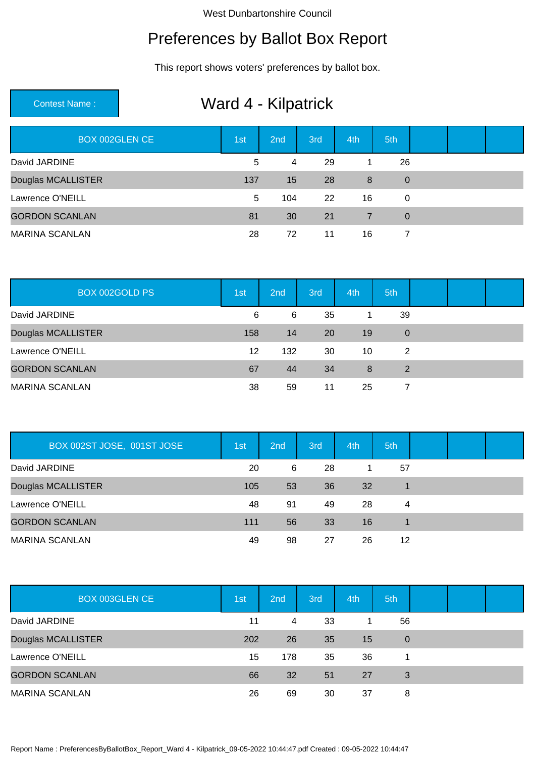West Dunbartonshire Council

# Preferences by Ballot Box Report

This report shows voters' preferences by ballot box.

**Contest Name :** Ward 4 - Kilpatrick

| BOX 002GLEN CE | 1st | 2nd | 3rd | 4th | 5th | | | |
|---|---|---|---|---|---|---|---|---|
| David JARDINE | 5 | 4 | 29 | 1 | 26 | | | |
| Douglas MCALLISTER | 137 | 15 | 28 | 8 | 0 | | | |
| Lawrence O'NEILL | 5 | 104 | 22 | 16 | 0 | | | |
| GORDON SCANLAN | 81 | 30 | 21 | 7 | 0 | | | |
| MARINA SCANLAN | 28 | 72 | 11 | 16 | 7 | | | |

| BOX 002GOLD PS | 1st | 2nd | 3rd | 4th | 5th | | | |
|---|---|---|---|---|---|---|---|---|
| David JARDINE | 6 | 6 | 35 | 1 | 39 | | | |
| Douglas MCALLISTER | 158 | 14 | 20 | 19 | 0 | | | |
| Lawrence O'NEILL | 12 | 132 | 30 | 10 | 2 | | | |
| GORDON SCANLAN | 67 | 44 | 34 | 8 | 2 | | | |
| MARINA SCANLAN | 38 | 59 | 11 | 25 | 7 | | | |

| BOX 002ST JOSE, 001ST JOSE | 1st | 2nd | 3rd | 4th | 5th | | | |
|---|---|---|---|---|---|---|---|---|
| David JARDINE | 20 | 6 | 28 | 1 | 57 | | | |
| Douglas MCALLISTER | 105 | 53 | 36 | 32 | 1 | | | |
| Lawrence O'NEILL | 48 | 91 | 49 | 28 | 4 | | | |
| GORDON SCANLAN | 111 | 56 | 33 | 16 | 1 | | | |
| MARINA SCANLAN | 49 | 98 | 27 | 26 | 12 | | | |

| BOX 003GLEN CE | 1st | 2nd | 3rd | 4th | 5th | | | |
|---|---|---|---|---|---|---|---|---|
| David JARDINE | 11 | 4 | 33 | 1 | 56 | | | |
| Douglas MCALLISTER | 202 | 26 | 35 | 15 | 0 | | | |
| Lawrence O'NEILL | 15 | 178 | 35 | 36 | 1 | | | |
| GORDON SCANLAN | 66 | 32 | 51 | 27 | 3 | | | |
| MARINA SCANLAN | 26 | 69 | 30 | 37 | 8 | | | |

Report Name : PreferencesByBallotBox_Report_Ward 4 - Kilpatrick_09-05-2022 10:44:47.pdf Created : 09-05-2022 10:44:47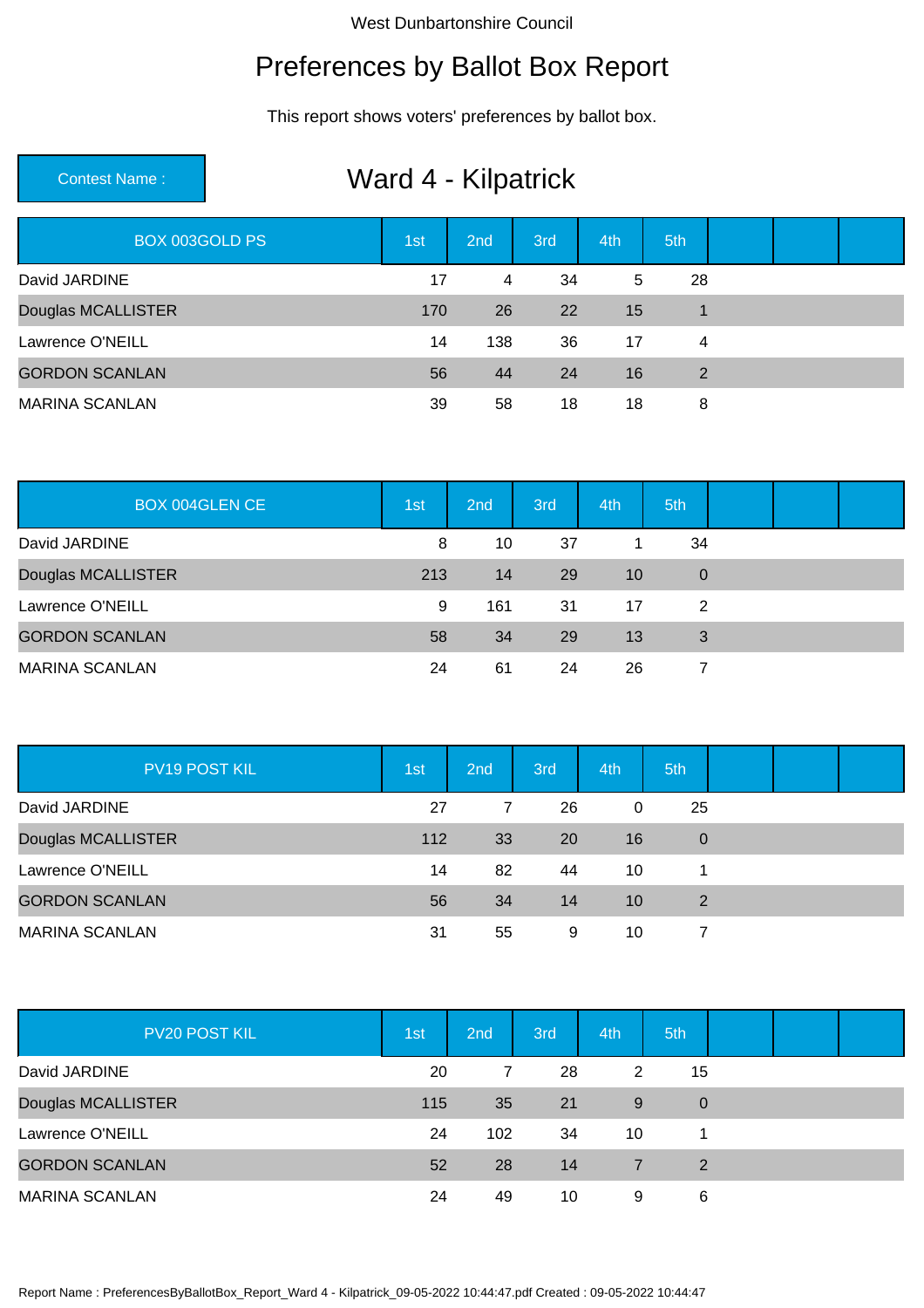West Dunbartonshire Council

# Preferences by Ballot Box Report

This report shows voters' preferences by ballot box.

**Contest Name :** Ward 4 - Kilpatrick

| BOX 003GOLD PS | 1st | 2nd | 3rd | 4th | 5th | | | |
|---|---|---|---|---|---|---|---|---|
| David JARDINE | 17 | 4 | 34 | 5 | 28 | | | |
| Douglas MCALLISTER | 170 | 26 | 22 | 15 | 1 | | | |
| Lawrence O'NEILL | 14 | 138 | 36 | 17 | 4 | | | |
| GORDON SCANLAN | 56 | 44 | 24 | 16 | 2 | | | |
| MARINA SCANLAN | 39 | 58 | 18 | 18 | 8 | | | |

| BOX 004GLEN CE | 1st | 2nd | 3rd | 4th | 5th | | | |
|---|---|---|---|---|---|---|---|---|
| David JARDINE | 8 | 10 | 37 | 1 | 34 | | | |
| Douglas MCALLISTER | 213 | 14 | 29 | 10 | 0 | | | |
| Lawrence O'NEILL | 9 | 161 | 31 | 17 | 2 | | | |
| GORDON SCANLAN | 58 | 34 | 29 | 13 | 3 | | | |
| MARINA SCANLAN | 24 | 61 | 24 | 26 | 7 | | | |

| PV19 POST KIL | 1st | 2nd | 3rd | 4th | 5th | | | |
|---|---|---|---|---|---|---|---|---|
| David JARDINE | 27 | 7 | 26 | 0 | 25 | | | |
| Douglas MCALLISTER | 112 | 33 | 20 | 16 | 0 | | | |
| Lawrence O'NEILL | 14 | 82 | 44 | 10 | 1 | | | |
| GORDON SCANLAN | 56 | 34 | 14 | 10 | 2 | | | |
| MARINA SCANLAN | 31 | 55 | 9 | 10 | 7 | | | |

| PV20 POST KIL | 1st | 2nd | 3rd | 4th | 5th | | | |
|---|---|---|---|---|---|---|---|---|
| David JARDINE | 20 | 7 | 28 | 2 | 15 | | | |
| Douglas MCALLISTER | 115 | 35 | 21 | 9 | 0 | | | |
| Lawrence O'NEILL | 24 | 102 | 34 | 10 | 1 | | | |
| GORDON SCANLAN | 52 | 28 | 14 | 7 | 2 | | | |
| MARINA SCANLAN | 24 | 49 | 10 | 9 | 6 | | | |

Report Name : PreferencesByBallotBox_Report_Ward 4 - Kilpatrick_09-05-2022 10:44:47.pdf Created : 09-05-2022 10:44:47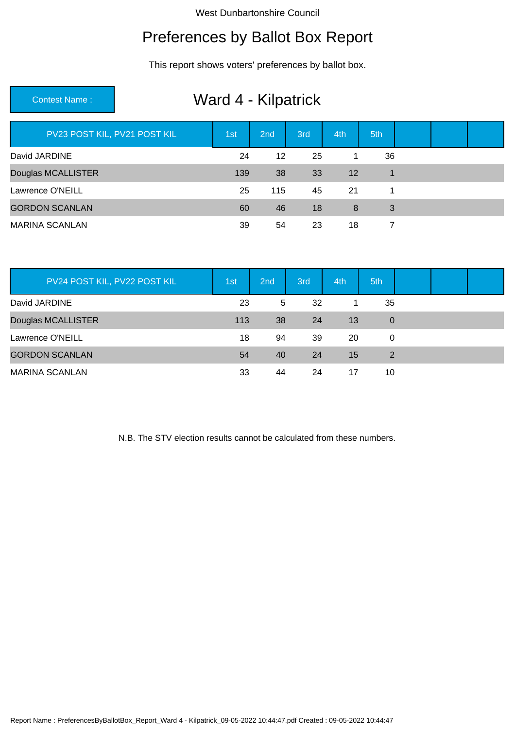West Dunbartonshire Council

# Preferences by Ballot Box Report

This report shows voters' preferences by ballot box.

Contest Name : **Ward 4 - Kilpatrick**

| PV23 POST KIL, PV21 POST KIL | 1st | 2nd | 3rd | 4th | 5th | | | |
|---|---|---|---|---|---|---|---|---|
| David JARDINE | 24 | 12 | 25 | 1 | 36 | | | |
| Douglas MCALLISTER | 139 | 38 | 33 | 12 | 1 | | | |
| Lawrence O'NEILL | 25 | 115 | 45 | 21 | 1 | | | |
| GORDON SCANLAN | 60 | 46 | 18 | 8 | 3 | | | |
| MARINA SCANLAN | 39 | 54 | 23 | 18 | 7 | | | |

| PV24 POST KIL, PV22 POST KIL | 1st | 2nd | 3rd | 4th | 5th | | | |
|---|---|---|---|---|---|---|---|---|
| David JARDINE | 23 | 5 | 32 | 1 | 35 | | | |
| Douglas MCALLISTER | 113 | 38 | 24 | 13 | 0 | | | |
| Lawrence O'NEILL | 18 | 94 | 39 | 20 | 0 | | | |
| GORDON SCANLAN | 54 | 40 | 24 | 15 | 2 | | | |
| MARINA SCANLAN | 33 | 44 | 24 | 17 | 10 | | | |

N.B. The STV election results cannot be calculated from these numbers.

Report Name : PreferencesByBallotBox_Report_Ward 4 - Kilpatrick_09-05-2022 10:44:47.pdf Created : 09-05-2022 10:44:47